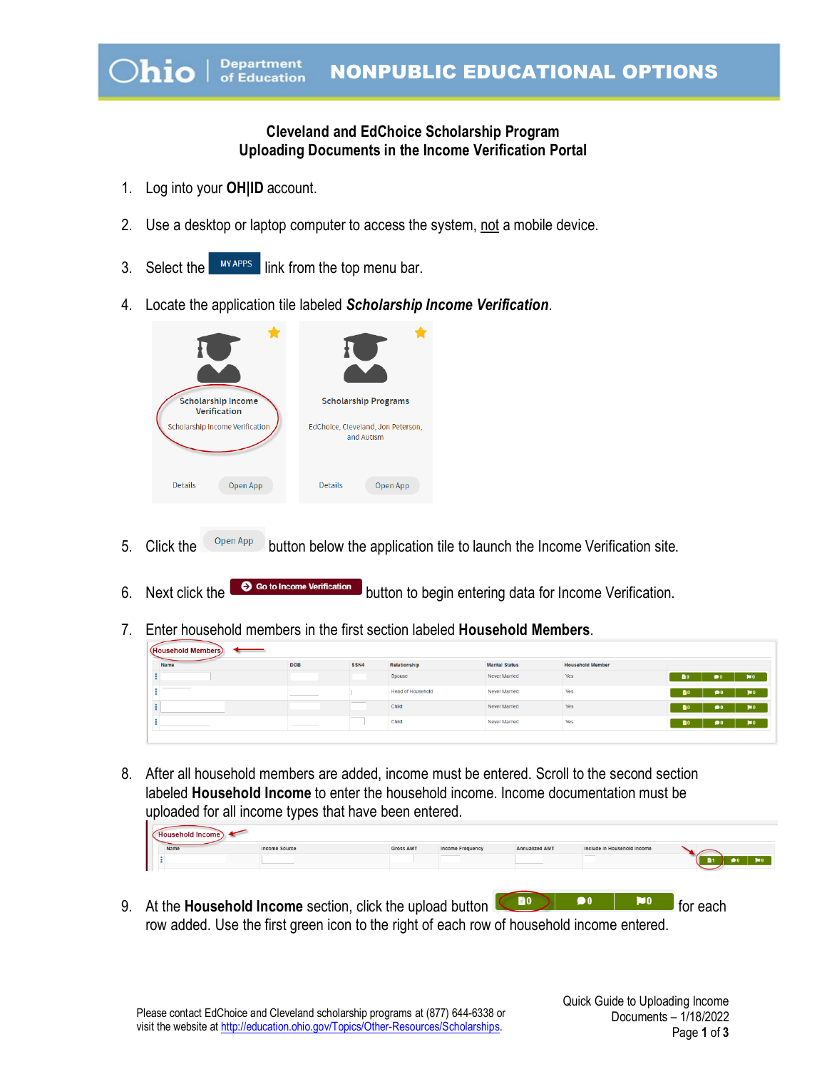# NONPUBLIC EDUCATIONAL OPTIONS

## Cleveland and EdChoice Scholarship Program
## Uploading Documents in the Income Verification Portal

1. Log into your **OH|ID** account.

2. Use a desktop or laptop computer to access the system, not a mobile device.

3. Select the MY APPS link from the top menu bar.

4. Locate the application tile labeled ***Scholarship Income Verification***.

5. Click the Open App button below the application tile to launch the Income Verification site.

6. Next click the Go to Income Verification button to begin entering data for Income Verification.

7. Enter household members in the first section labeled **Household Members**.

8. After all household members are added, income must be entered. Scroll to the second section labeled **Household Income** to enter the household income. Income documentation must be uploaded for all income types that have been entered.

9. At the **Household Income** section, click the upload button for each row added. Use the first green icon to the right of each row of household income entered.

Please contact EdChoice and Cleveland scholarship programs at (877) 644-6338 or visit the website at http://education.ohio.gov/Topics/Other-Resources/Scholarships.

Quick Guide to Uploading Income Documents – 1/18/2022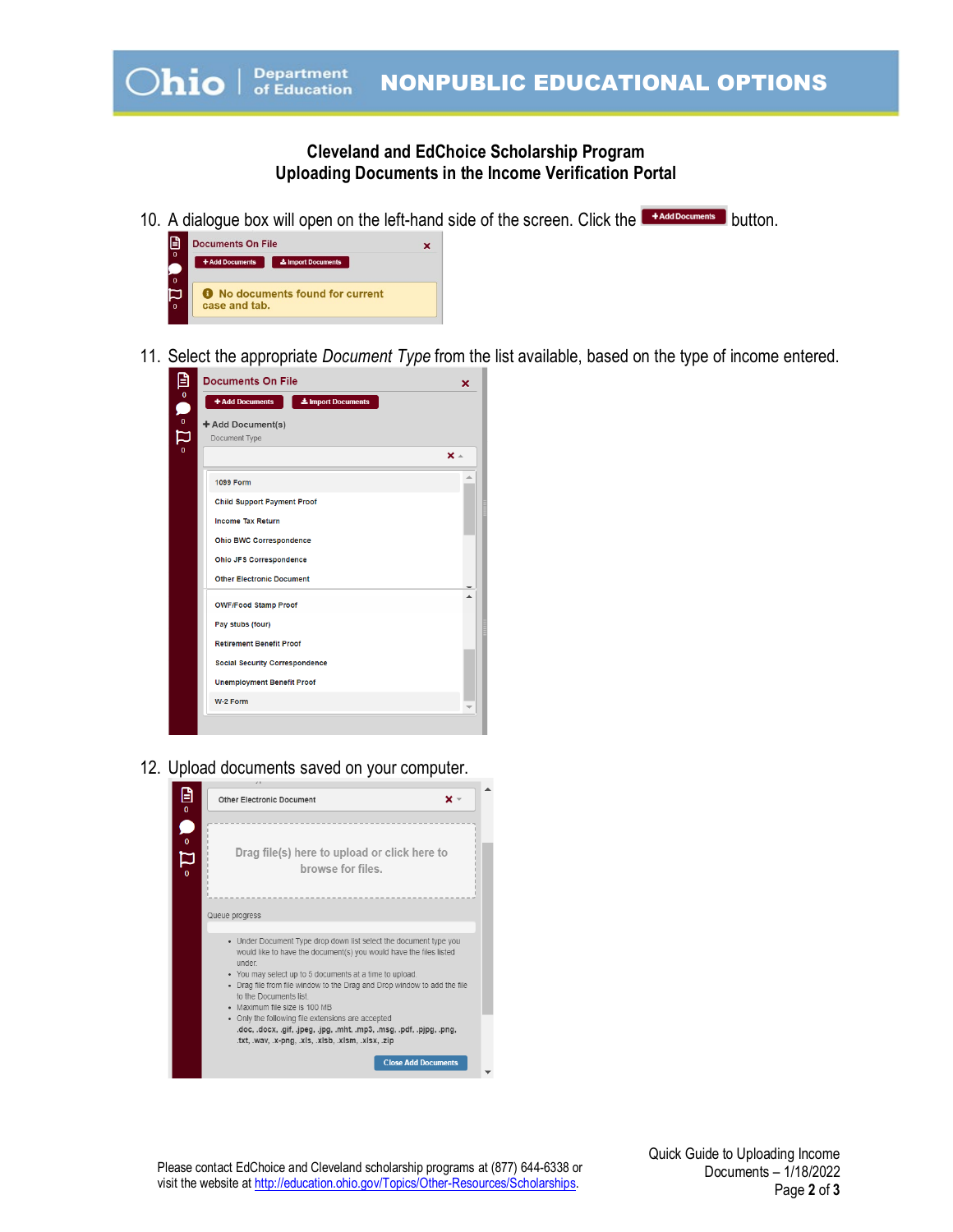# Cleveland and EdChoice Scholarship Program
## Uploading Documents in the Income Verification Portal

10. A dialogue box will open on the left-hand side of the screen. Click the **+Add Documents** button.

Documents On File

+Add Documents | Import Documents

No documents found for current case and tab.

11. Select the appropriate *Document Type* from the list available, based on the type of income entered.

Documents On File

+Add Documents | Import Documents

+ Add Document(s)

Document Type

- 1099 Form
- Child Support Payment Proof
- Income Tax Return
- Ohio BWC Correspondence
- Ohio JFS Correspondence
- Other Electronic Document
- OWF/Food Stamp Proof
- Pay stubs (four)
- Retirement Benefit Proof
- Social Security Correspondence
- Unemployment Benefit Proof
- W-2 Form

12. Upload documents saved on your computer.

Other Electronic Document

Drag file(s) here to upload or click here to browse for files.

Queue progress

- Under Document Type drop down list select the document type you would like to have the document(s) you would have the files listed under.
- You may select up to 5 documents at a time to upload.
- Drag file from file window to the Drag and Drop window to add the file to the Documents list.
- Maximum file size is 100 MB
- Only the following file extensions are accepted .doc, .docx, .gif, .jpeg, .jpg, .mht, .mp3, .msg, .pdf, .pjpg, .png, .txt, .wav, .x-png, .xls, .xlsb, .xlsm, .xlsx, .zip

Close Add Documents

Please contact EdChoice and Cleveland scholarship programs at (877) 644-6338 or visit the website at http://education.ohio.gov/Topics/Other-Resources/Scholarships.

Quick Guide to Uploading Income Documents – 1/18/2022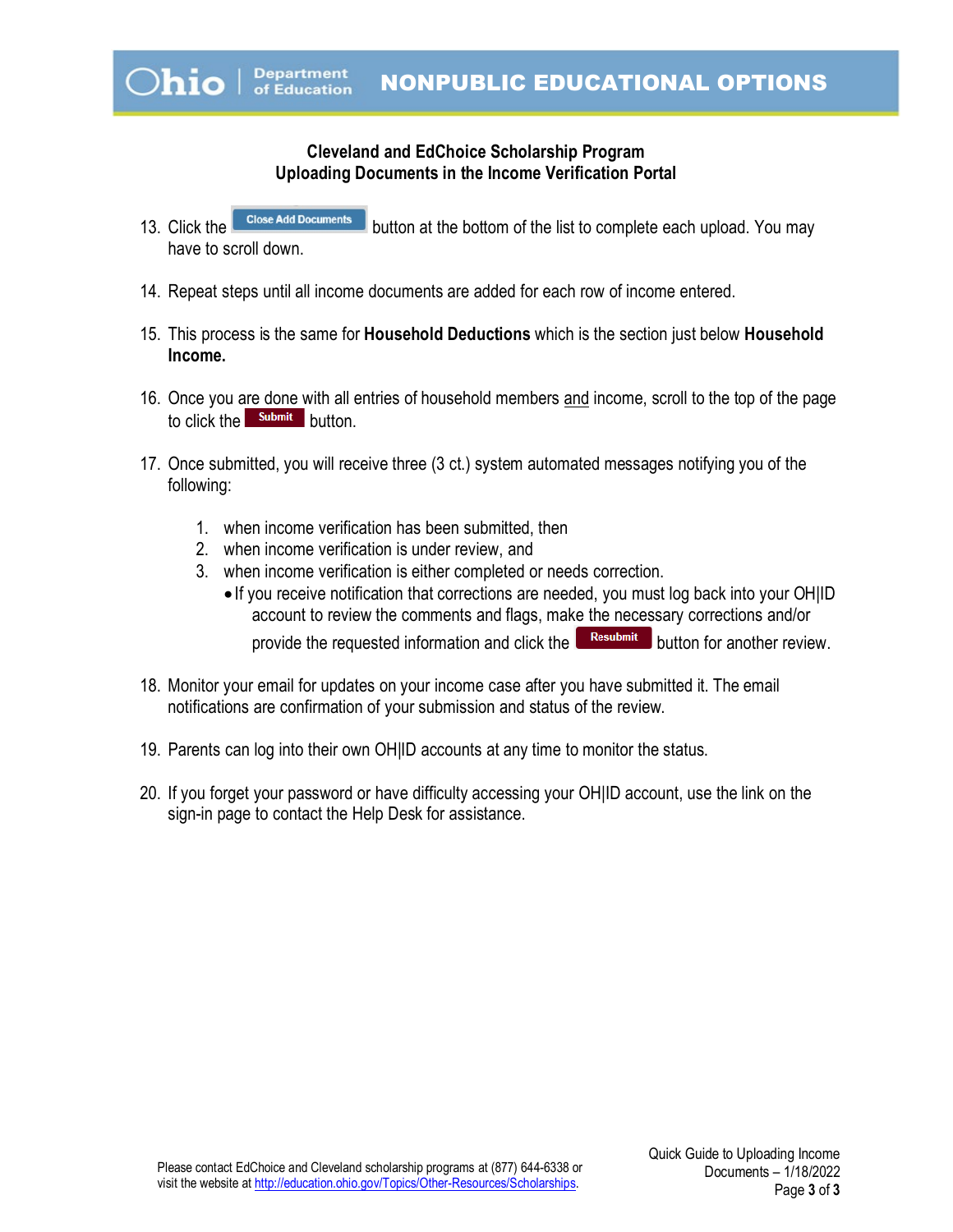### Cleveland and EdChoice Scholarship Program
### Uploading Documents in the Income Verification Portal

13. Click the **Close Add Documents** button at the bottom of the list to complete each upload. You may have to scroll down.

14. Repeat steps until all income documents are added for each row of income entered.

15. This process is the same for **Household Deductions** which is the section just below **Household Income.**

16. Once you are done with all entries of household members and income, scroll to the top of the page to click the **Submit** button.

17. Once submitted, you will receive three (3 ct.) system automated messages notifying you of the following:

    1. when income verification has been submitted, then
    2. when income verification is under review, and
    3. when income verification is either completed or needs correction.
       - If you receive notification that corrections are needed, you must log back into your OH|ID account to review the comments and flags, make the necessary corrections and/or provide the requested information and click the **Resubmit** button for another review.

18. Monitor your email for updates on your income case after you have submitted it. The email notifications are confirmation of your submission and status of the review.

19. Parents can log into their own OH|ID accounts at any time to monitor the status.

20. If you forget your password or have difficulty accessing your OH|ID account, use the link on the sign-in page to contact the Help Desk for assistance.

Please contact EdChoice and Cleveland scholarship programs at (877) 644-6338 or visit the website at http://education.ohio.gov/Topics/Other-Resources/Scholarships.

Quick Guide to Uploading Income Documents – 1/18/2022